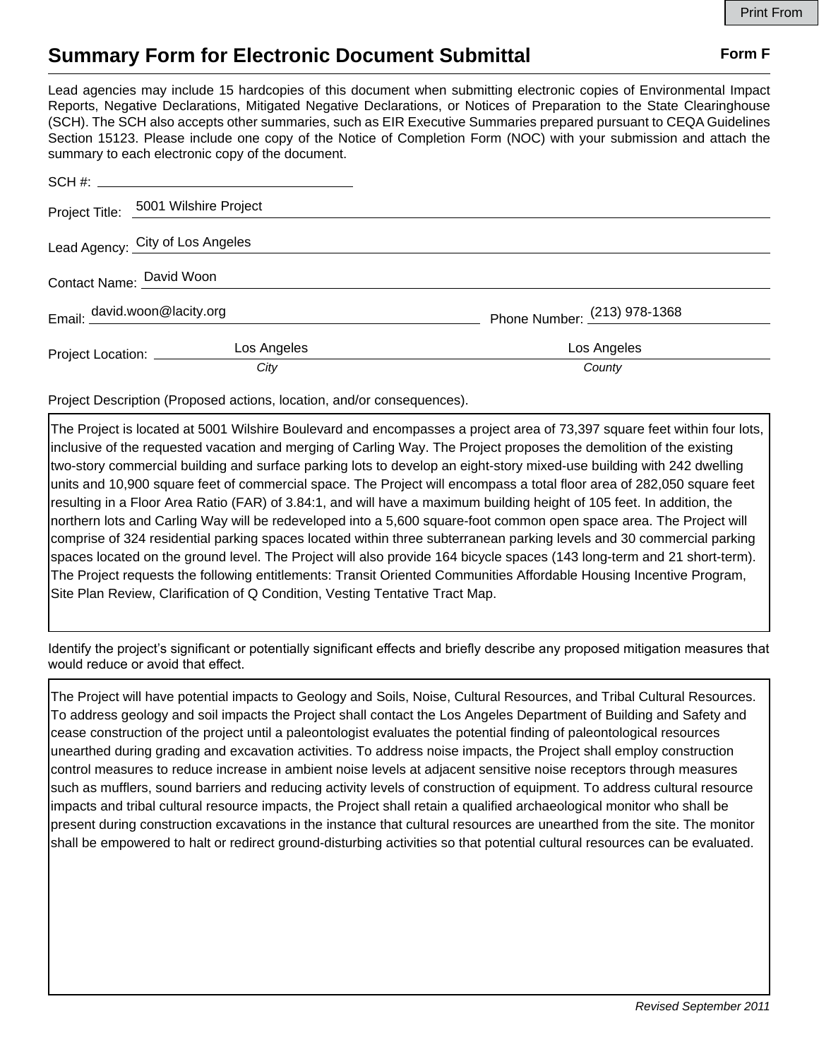# Summary Form for Electronic Document Submittal

**Form F**

Lead agencies may include 15 hardcopies of this document when submitting electronic copies of Environmental Impact Reports, Negative Declarations, Mitigated Negative Declarations, or Notices of Preparation to the State Clearinghouse (SCH). The SCH also accepts other summaries, such as EIR Executive Summaries prepared pursuant to CEQA Guidelines Section 15123. Please include one copy of the Notice of Completion Form (NOC) with your submission and attach the summary to each electronic copy of the document.

SCH #: ____________________

Project Title: 5001 Wilshire Project

Lead Agency: City of Los Angeles

Contact Name: David Woon

Email: david.woon@lacity.org

Phone Number: (213) 978-1368

Project Location: Los Angeles (*City*), Los Angeles (*County*)

Project Description (Proposed actions, location, and/or consequences).

The Project is located at 5001 Wilshire Boulevard and encompasses a project area of 73,397 square feet within four lots, inclusive of the requested vacation and merging of Carling Way. The Project proposes the demolition of the existing two-story commercial building and surface parking lots to develop an eight-story mixed-use building with 242 dwelling units and 10,900 square feet of commercial space. The Project will encompass a total floor area of 282,050 square feet resulting in a Floor Area Ratio (FAR) of 3.84:1, and will have a maximum building height of 105 feet. In addition, the northern lots and Carling Way will be redeveloped into a 5,600 square-foot common open space area. The Project will comprise of 324 residential parking spaces located within three subterranean parking levels and 30 commercial parking spaces located on the ground level. The Project will also provide 164 bicycle spaces (143 long-term and 21 short-term). The Project requests the following entitlements: Transit Oriented Communities Affordable Housing Incentive Program, Site Plan Review, Clarification of Q Condition, Vesting Tentative Tract Map.

Identify the project's significant or potentially significant effects and briefly describe any proposed mitigation measures that would reduce or avoid that effect.

The Project will have potential impacts to Geology and Soils, Noise, Cultural Resources, and Tribal Cultural Resources. To address geology and soil impacts the Project shall contact the Los Angeles Department of Building and Safety and cease construction of the project until a paleontologist evaluates the potential finding of paleontological resources unearthed during grading and excavation activities. To address noise impacts, the Project shall employ construction control measures to reduce increase in ambient noise levels at adjacent sensitive noise receptors through measures such as mufflers, sound barriers and reducing activity levels of construction of equipment. To address cultural resource impacts and tribal cultural resource impacts, the Project shall retain a qualified archaeological monitor who shall be present during construction excavations in the instance that cultural resources are unearthed from the site. The monitor shall be empowered to halt or redirect ground-disturbing activities so that potential cultural resources can be evaluated.

*Revised September 2011*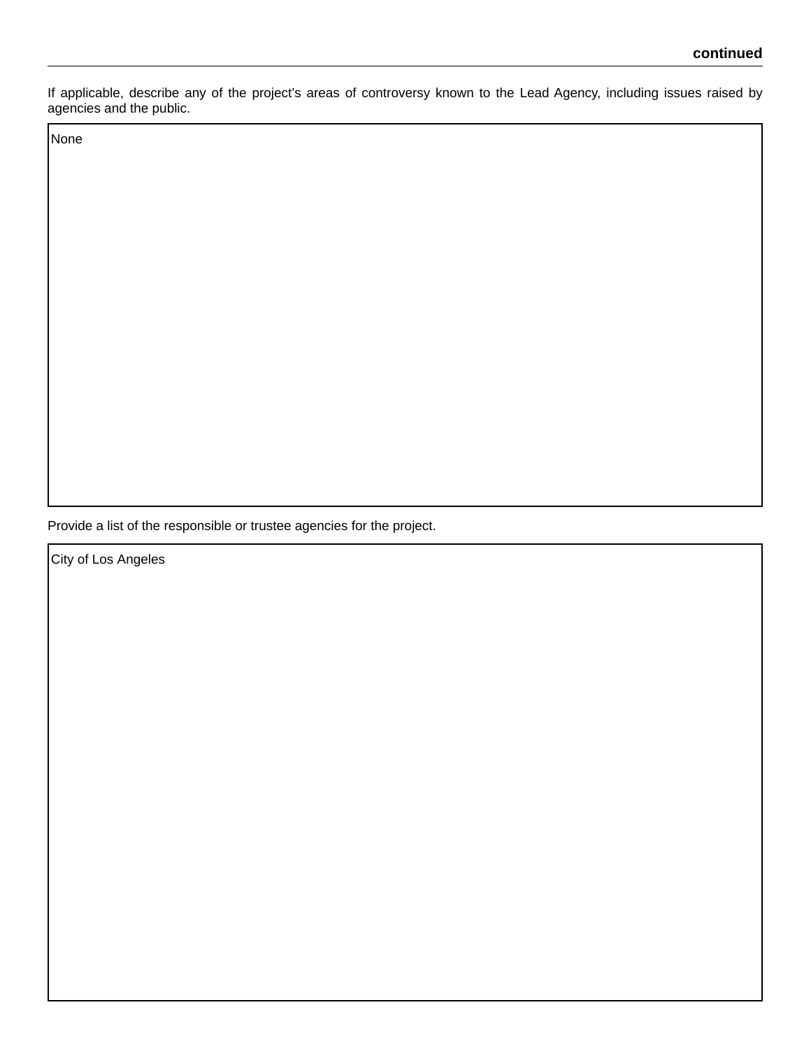**continued**

If applicable, describe any of the project's areas of controversy known to the Lead Agency, including issues raised by agencies and the public.

None

Provide a list of the responsible or trustee agencies for the project.

City of Los Angeles